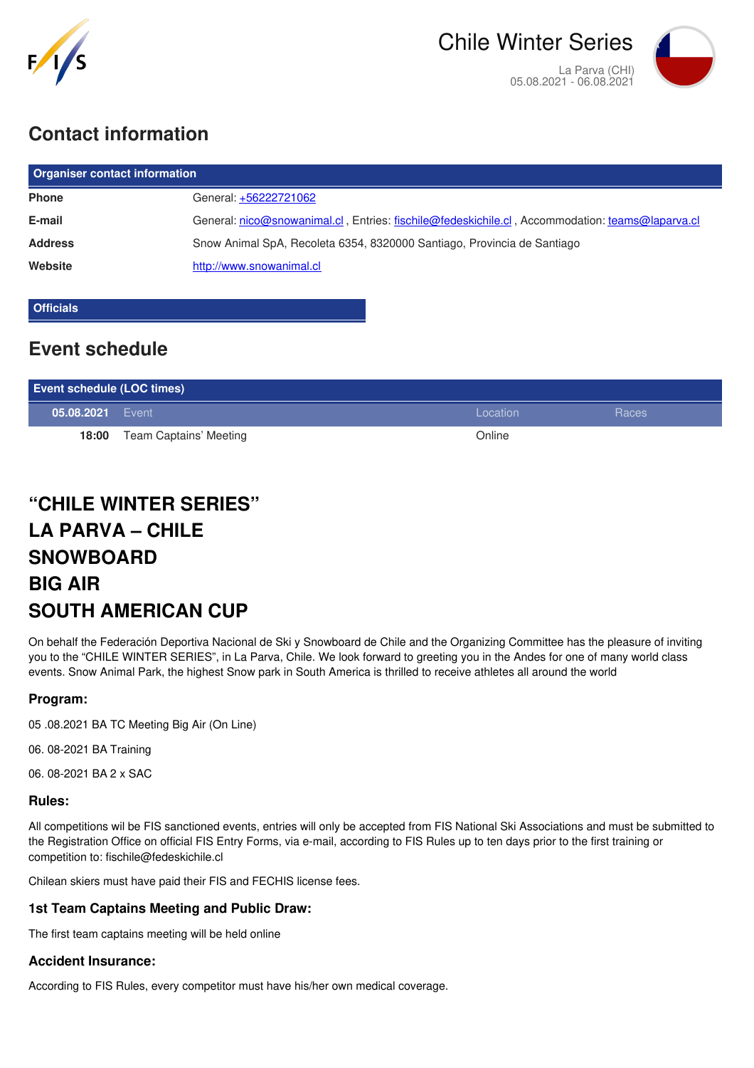# Chile Winter Series

La Parva (CHI)
05.08.2021 - 06.08.2021

## Contact information

| Organiser contact information | |
|---|---|
| **Phone** | General: +56222721062 |
| **E-mail** | General: nico@snowanimal.cl , Entries: fischile@fedeskichile.cl , Accommodation: teams@laparva.cl |
| **Address** | Snow Animal SpA, Recoleta 6354, 8320000 Santiago, Provincia de Santiago |
| **Website** | http://www.snowanimal.cl |

**Officials**

## Event schedule

| Event schedule (LOC times) | | | |
|---|---|---|---|
| **05.08.2021** | Event | Location | Races |
| **18:00** | Team Captains' Meeting | Online | |

## "CHILE WINTER SERIES"
## LA PARVA – CHILE
## SNOWBOARD
## BIG AIR
## SOUTH AMERICAN CUP

On behalf the Federación Deportiva Nacional de Ski y Snowboard de Chile and the Organizing Committee has the pleasure of inviting you to the "CHILE WINTER SERIES", in La Parva, Chile. We look forward to greeting you in the Andes for one of many world class events. Snow Animal Park, the highest Snow park in South America is thrilled to receive athletes all around the world

### Program:

05 .08.2021 BA TC Meeting Big Air (On Line)

06. 08-2021 BA Training

06. 08-2021 BA 2 x SAC

### Rules:

All competitions wil be FIS sanctioned events, entries will only be accepted from FIS National Ski Associations and must be submitted to the Registration Office on official FIS Entry Forms, via e-mail, according to FIS Rules up to ten days prior to the first training or competition to: fischile@fedeskichile.cl

Chilean skiers must have paid their FIS and FECHIS license fees.

### 1st Team Captains Meeting and Public Draw:

The first team captains meeting will be held online

### Accident Insurance:

According to FIS Rules, every competitor must have his/her own medical coverage.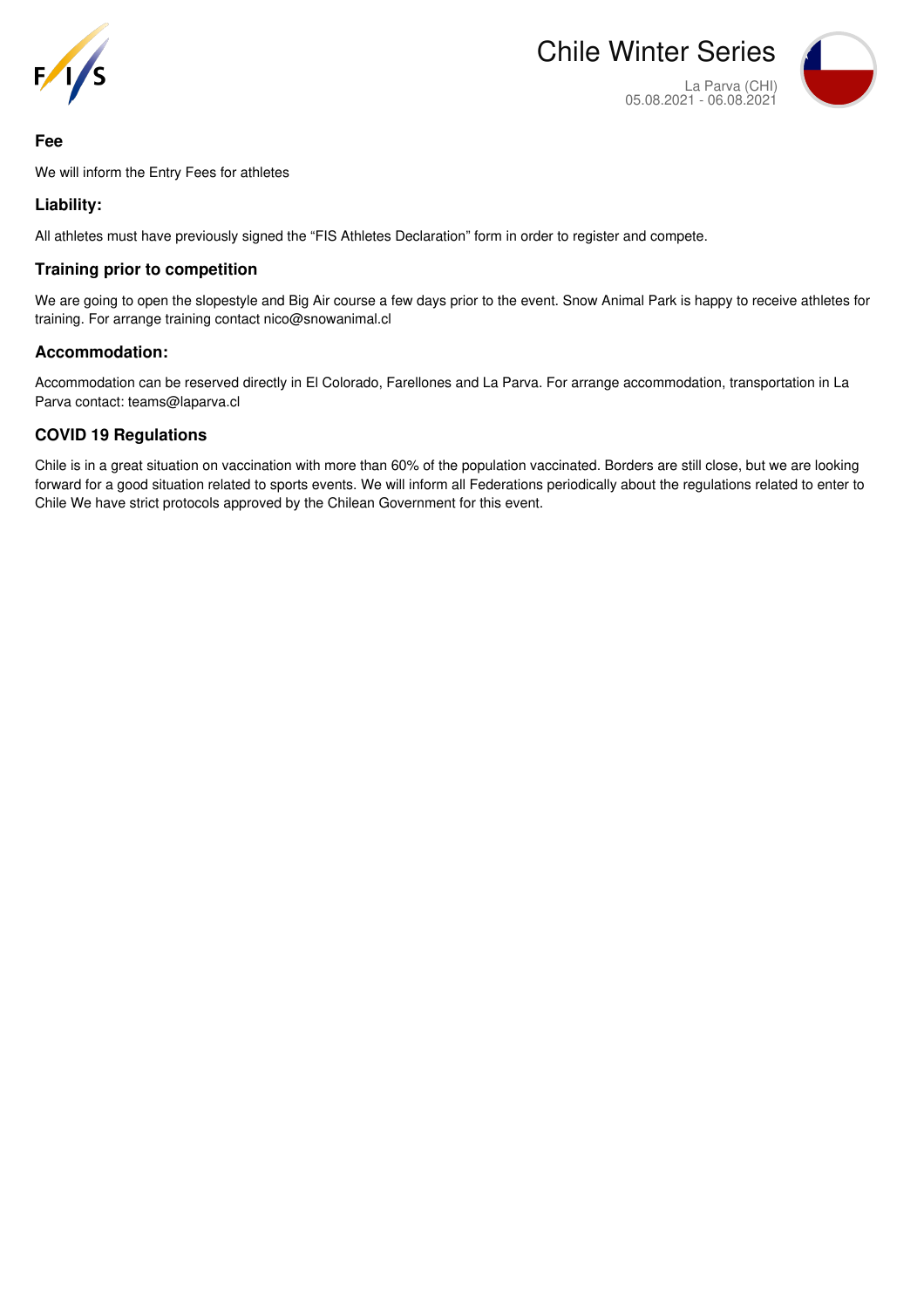## Fee

We will inform the Entry Fees for athletes

## Liability:

All athletes must have previously signed the “FIS Athletes Declaration” form in order to register and compete.

## Training prior to competition

We are going to open the slopestyle and Big Air course a few days prior to the event. Snow Animal Park is happy to receive athletes for training. For arrange training contact nico@snowanimal.cl

## Accommodation:

Accommodation can be reserved directly in El Colorado, Farellones and La Parva. For arrange accommodation, transportation in La Parva contact: teams@laparva.cl

## COVID 19 Regulations

Chile is in a great situation on vaccination with more than 60% of the population vaccinated. Borders are still close, but we are looking forward for a good situation related to sports events. We will inform all Federations periodically about the regulations related to enter to Chile We have strict protocols approved by the Chilean Government for this event.